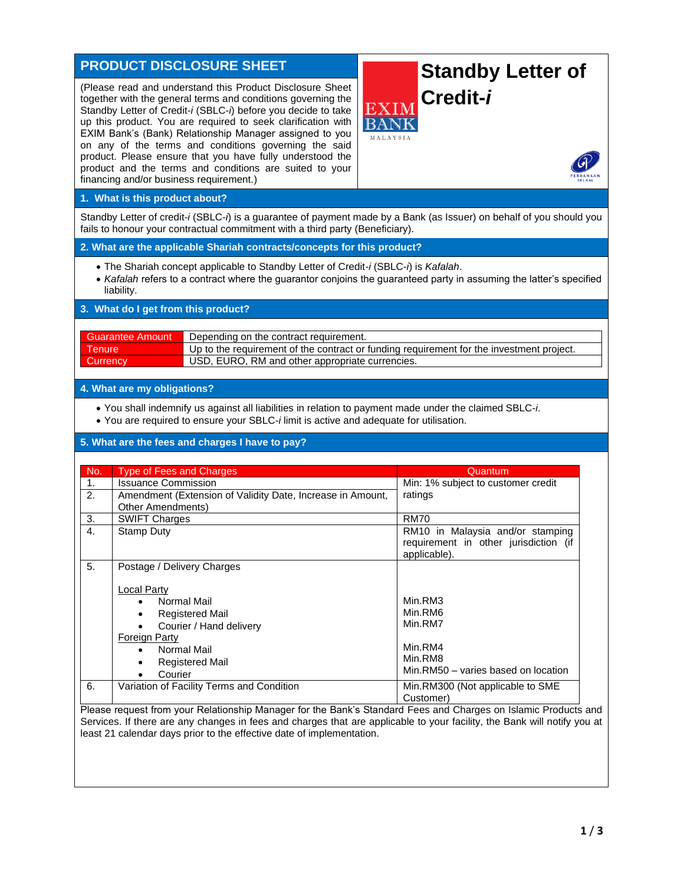# PRODUCT DISCLOSURE SHEET

# Standby Letter of Credit-*i*

(Please read and understand this Product Disclosure Sheet together with the general terms and conditions governing the Standby Letter of Credit-*i* (SBLC-*i*) before you decide to take up this product. You are required to seek clarification with EXIM Bank's (Bank) Relationship Manager assigned to you on any of the terms and conditions governing the said product. Please ensure that you have fully understood the product and the terms and conditions are suited to your financing and/or business requirement.)

## 1. What is this product about?

Standby Letter of credit-*i* (SBLC-*i*) is a guarantee of payment made by a Bank (as Issuer) on behalf of you should you fails to honour your contractual commitment with a third party (Beneficiary).

## 2. What are the applicable Shariah contracts/concepts for this product?

- The Shariah concept applicable to Standby Letter of Credit-*i* (SBLC-*i*) is *Kafalah*.
- *Kafalah* refers to a contract where the guarantor conjoins the guaranteed party in assuming the latter's specified liability.

## 3. What do I get from this product?

| | |
|---|---|
| Guarantee Amount | Depending on the contract requirement. |
| Tenure | Up to the requirement of the contract or funding requirement for the investment project. |
| Currency | USD, EURO, RM and other appropriate currencies. |

## 4. What are my obligations?

- You shall indemnify us against all liabilities in relation to payment made under the claimed SBLC-*i*.
- You are required to ensure your SBLC-*i* limit is active and adequate for utilisation.

## 5. What are the fees and charges I have to pay?

| No. | Type of Fees and Charges | Quantum |
|---|---|---|
| 1. | Issuance Commission | Min: 1% subject to customer credit ratings |
| 2. | Amendment (Extension of Validity Date, Increase in Amount, Other Amendments) | |
| 3. | SWIFT Charges | RM70 |
| 4. | Stamp Duty | RM10 in Malaysia and/or stamping requirement in other jurisdiction (if applicable). |
| 5. | Postage / Delivery Charges<br><br>Local Party<br>• Normal Mail<br>• Registered Mail<br>• Courier / Hand delivery<br>Foreign Party<br>• Normal Mail<br>• Registered Mail<br>• Courier | <br><br><br>Min.RM3<br>Min.RM6<br>Min.RM7<br><br>Min.RM4<br>Min.RM8<br>Min.RM50 – varies based on location |
| 6. | Variation of Facility Terms and Condition | Min.RM300 (Not applicable to SME Customer) |

Please request from your Relationship Manager for the Bank's Standard Fees and Charges on Islamic Products and Services. If there are any changes in fees and charges that are applicable to your facility, the Bank will notify you at least 21 calendar days prior to the effective date of implementation.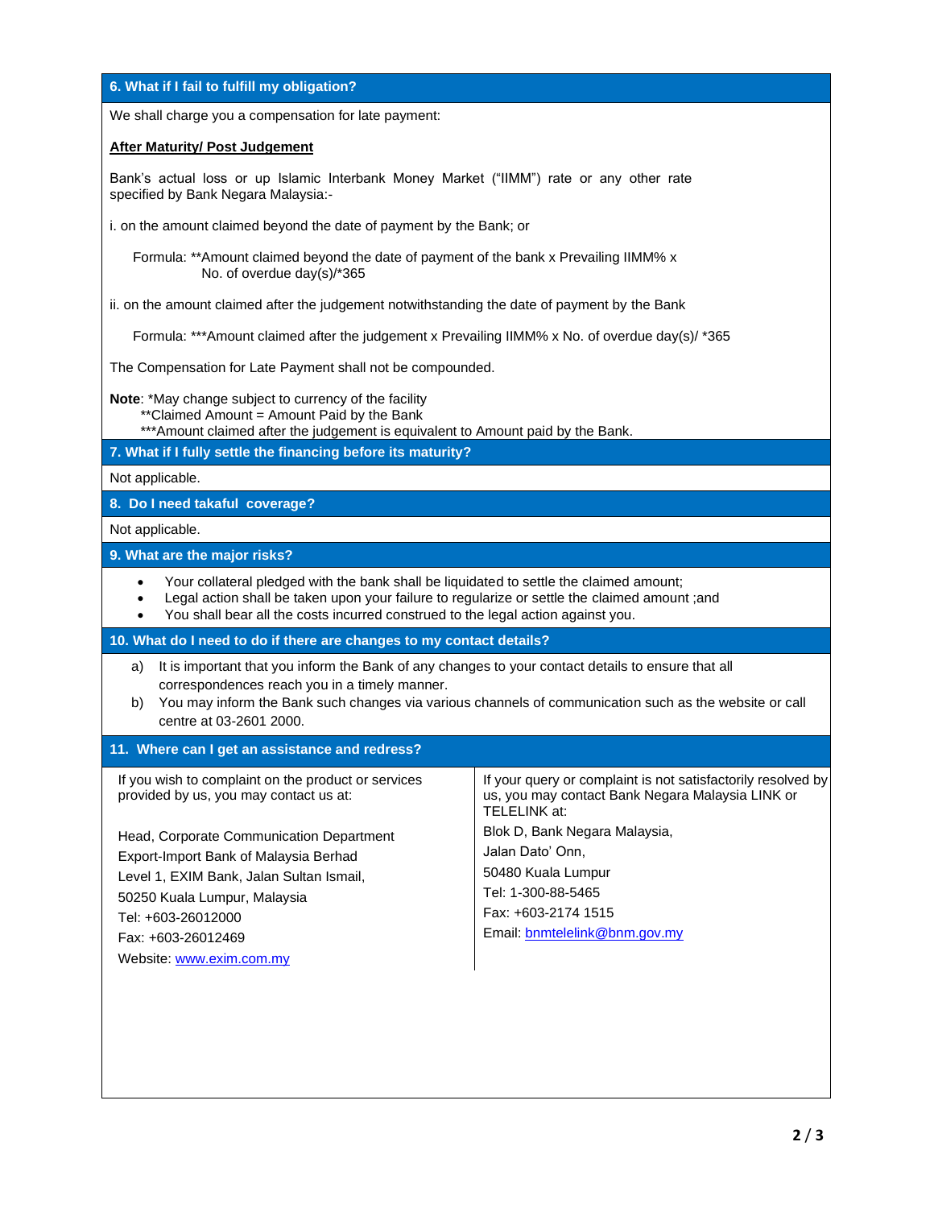## 6. What if I fail to fulfill my obligation?

We shall charge you a compensation for late payment:

**After Maturity/ Post Judgement**

Bank's actual loss or up Islamic Interbank Money Market ("IIMM") rate or any other rate specified by Bank Negara Malaysia:-

i. on the amount claimed beyond the date of payment by the Bank; or

Formula: **Amount claimed beyond the date of payment of the bank x Prevailing IIMM% x No. of overdue day(s)/*365

ii. on the amount claimed after the judgement notwithstanding the date of payment by the Bank

Formula: ***Amount claimed after the judgement x Prevailing IIMM% x No. of overdue day(s)/ *365

The Compensation for Late Payment shall not be compounded.

**Note**: *May change subject to currency of the facility
**Claimed Amount = Amount Paid by the Bank
***Amount claimed after the judgement is equivalent to Amount paid by the Bank.

## 7. What if I fully settle the financing before its maturity?

Not applicable.

## 8. Do I need takaful coverage?

Not applicable.

## 9. What are the major risks?

- Your collateral pledged with the bank shall be liquidated to settle the claimed amount;
- Legal action shall be taken upon your failure to regularize or settle the claimed amount ;and
- You shall bear all the costs incurred construed to the legal action against you.

## 10. What do I need to do if there are changes to my contact details?

a) It is important that you inform the Bank of any changes to your contact details to ensure that all correspondences reach you in a timely manner.

b) You may inform the Bank such changes via various channels of communication such as the website or call centre at 03-2601 2000.

## 11. Where can I get an assistance and redress?

If you wish to complaint on the product or services provided by us, you may contact us at:

Head, Corporate Communication Department
Export-Import Bank of Malaysia Berhad
Level 1, EXIM Bank, Jalan Sultan Ismail,
50250 Kuala Lumpur, Malaysia
Tel: +603-26012000
Fax: +603-26012469
Website: www.exim.com.my

If your query or complaint is not satisfactorily resolved by us, you may contact Bank Negara Malaysia LINK or TELELINK at:

Blok D, Bank Negara Malaysia,
Jalan Dato' Onn,
50480 Kuala Lumpur
Tel: 1-300-88-5465
Fax: +603-2174 1515
Email: bnmtelelink@bnm.gov.my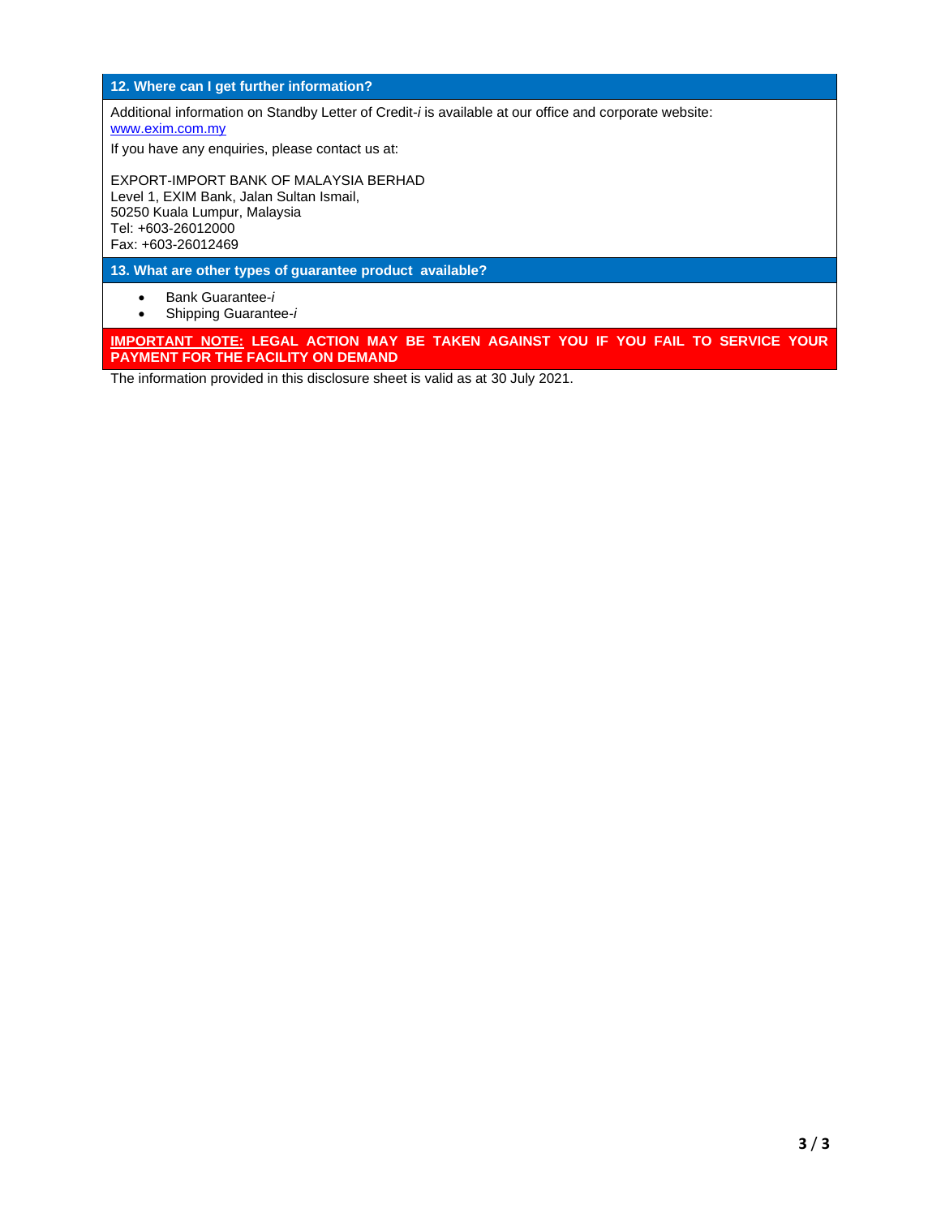### 12. Where can I get further information?

Additional information on Standby Letter of Credit-*i* is available at our office and corporate website: www.exim.com.my

If you have any enquiries, please contact us at:

EXPORT-IMPORT BANK OF MALAYSIA BERHAD
Level 1, EXIM Bank, Jalan Sultan Ismail,
50250 Kuala Lumpur, Malaysia
Tel: +603-26012000
Fax: +603-26012469

### 13. What are other types of guarantee product available?

- Bank Guarantee-*i*
- Shipping Guarantee-*i*

**IMPORTANT NOTE: LEGAL ACTION MAY BE TAKEN AGAINST YOU IF YOU FAIL TO SERVICE YOUR PAYMENT FOR THE FACILITY ON DEMAND**

The information provided in this disclosure sheet is valid as at 30 July 2021.